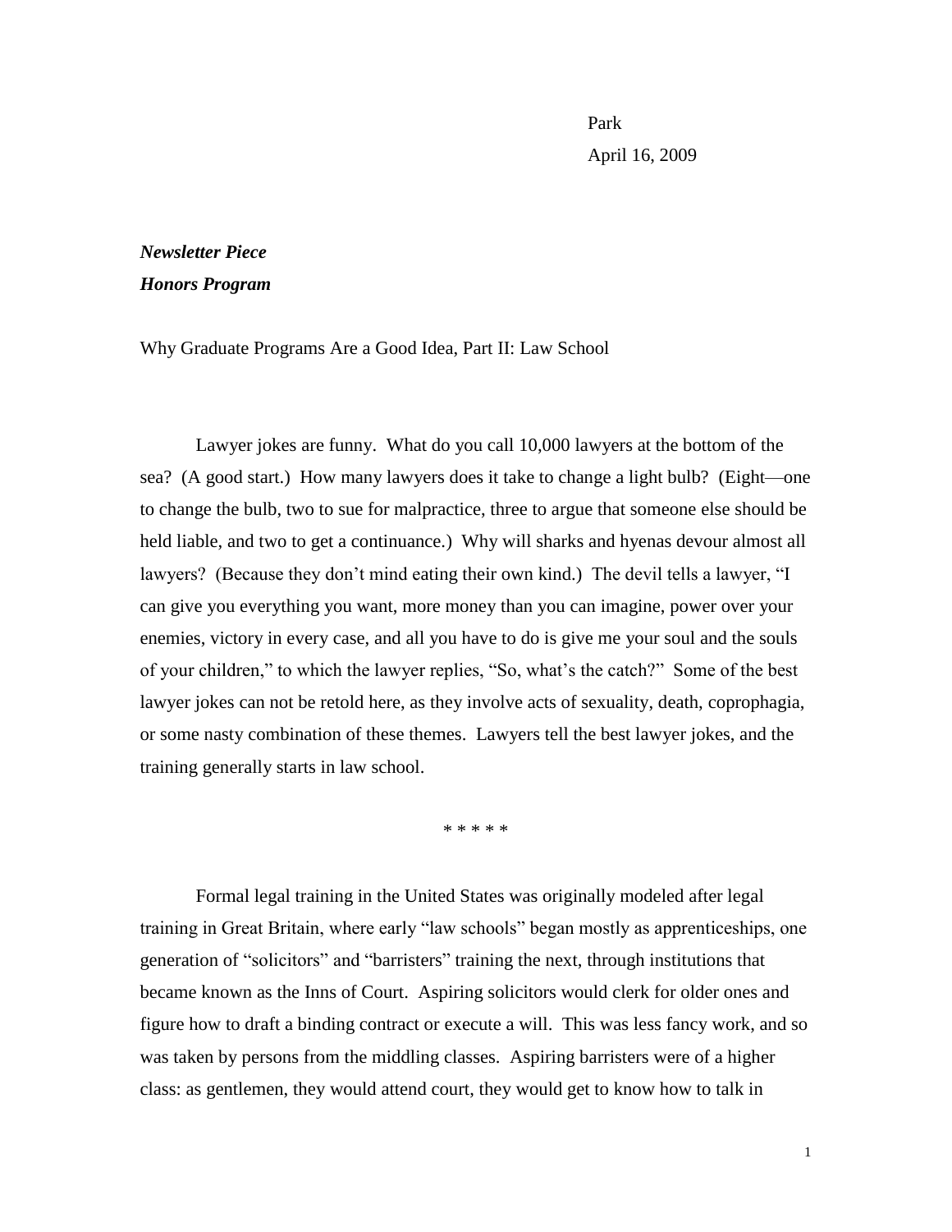Park

April 16, 2009

***Newsletter Piece***

***Honors Program***

Why Graduate Programs Are a Good Idea, Part II: Law School

Lawyer jokes are funny. What do you call 10,000 lawyers at the bottom of the sea? (A good start.) How many lawyers does it take to change a light bulb? (Eight—one to change the bulb, two to sue for malpractice, three to argue that someone else should be held liable, and two to get a continuance.) Why will sharks and hyenas devour almost all lawyers? (Because they don't mind eating their own kind.) The devil tells a lawyer, "I can give you everything you want, more money than you can imagine, power over your enemies, victory in every case, and all you have to do is give me your soul and the souls of your children," to which the lawyer replies, "So, what's the catch?" Some of the best lawyer jokes can not be retold here, as they involve acts of sexuality, death, coprophagia, or some nasty combination of these themes. Lawyers tell the best lawyer jokes, and the training generally starts in law school.

\* \* \* \* \*

Formal legal training in the United States was originally modeled after legal training in Great Britain, where early "law schools" began mostly as apprenticeships, one generation of "solicitors" and "barristers" training the next, through institutions that became known as the Inns of Court. Aspiring solicitors would clerk for older ones and figure how to draft a binding contract or execute a will. This was less fancy work, and so was taken by persons from the middling classes. Aspiring barristers were of a higher class: as gentlemen, they would attend court, they would get to know how to talk in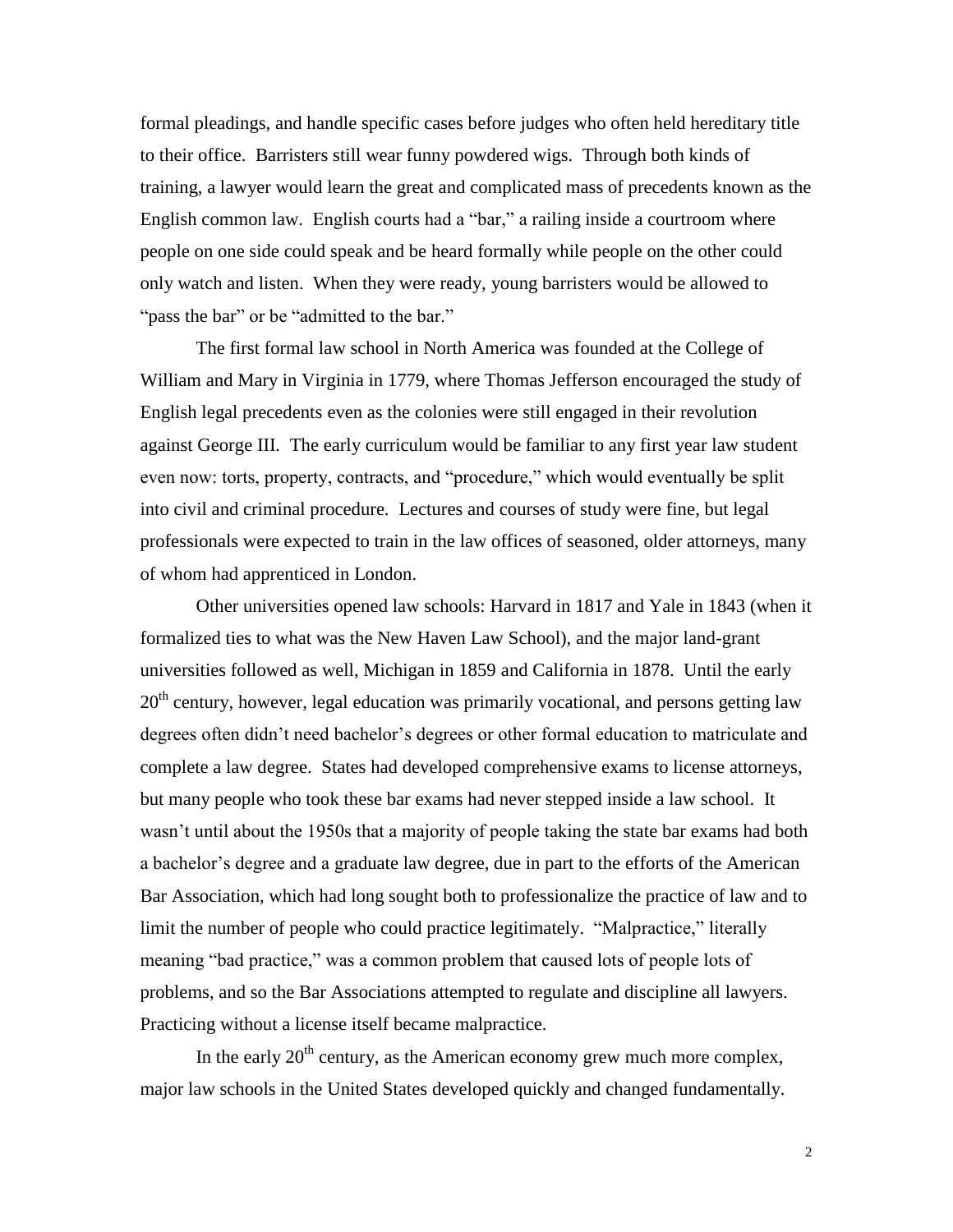formal pleadings, and handle specific cases before judges who often held hereditary title to their office. Barristers still wear funny powdered wigs. Through both kinds of training, a lawyer would learn the great and complicated mass of precedents known as the English common law. English courts had a "bar," a railing inside a courtroom where people on one side could speak and be heard formally while people on the other could only watch and listen. When they were ready, young barristers would be allowed to "pass the bar" or be "admitted to the bar."

The first formal law school in North America was founded at the College of William and Mary in Virginia in 1779, where Thomas Jefferson encouraged the study of English legal precedents even as the colonies were still engaged in their revolution against George III. The early curriculum would be familiar to any first year law student even now: torts, property, contracts, and "procedure," which would eventually be split into civil and criminal procedure. Lectures and courses of study were fine, but legal professionals were expected to train in the law offices of seasoned, older attorneys, many of whom had apprenticed in London.

Other universities opened law schools: Harvard in 1817 and Yale in 1843 (when it formalized ties to what was the New Haven Law School), and the major land-grant universities followed as well, Michigan in 1859 and California in 1878. Until the early 20th century, however, legal education was primarily vocational, and persons getting law degrees often didn't need bachelor's degrees or other formal education to matriculate and complete a law degree. States had developed comprehensive exams to license attorneys, but many people who took these bar exams had never stepped inside a law school. It wasn't until about the 1950s that a majority of people taking the state bar exams had both a bachelor's degree and a graduate law degree, due in part to the efforts of the American Bar Association, which had long sought both to professionalize the practice of law and to limit the number of people who could practice legitimately. "Malpractice," literally meaning "bad practice," was a common problem that caused lots of people lots of problems, and so the Bar Associations attempted to regulate and discipline all lawyers. Practicing without a license itself became malpractice.

In the early 20th century, as the American economy grew much more complex, major law schools in the United States developed quickly and changed fundamentally.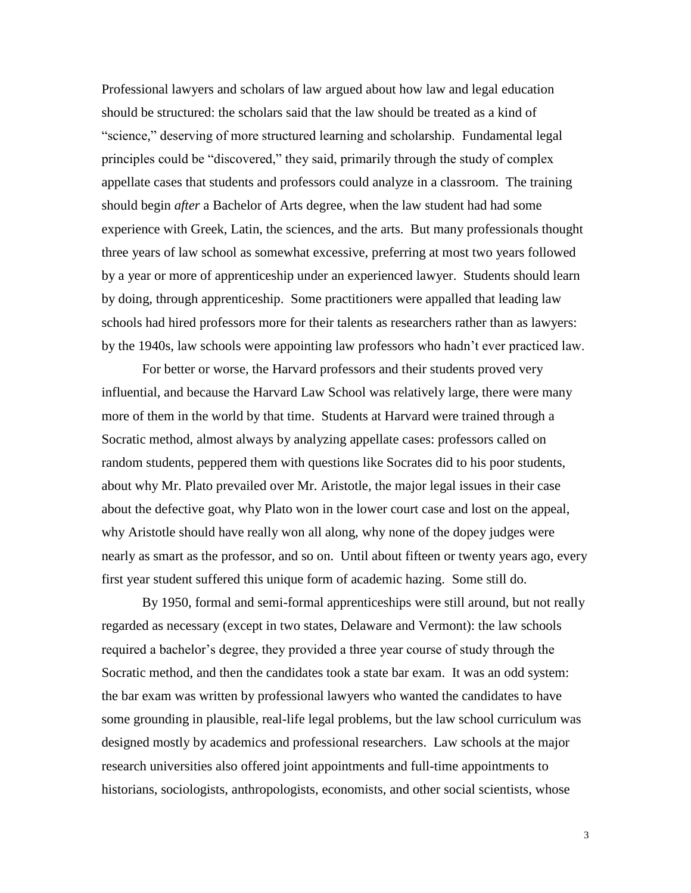Professional lawyers and scholars of law argued about how law and legal education should be structured: the scholars said that the law should be treated as a kind of "science," deserving of more structured learning and scholarship. Fundamental legal principles could be "discovered," they said, primarily through the study of complex appellate cases that students and professors could analyze in a classroom. The training should begin *after* a Bachelor of Arts degree, when the law student had had some experience with Greek, Latin, the sciences, and the arts. But many professionals thought three years of law school as somewhat excessive, preferring at most two years followed by a year or more of apprenticeship under an experienced lawyer. Students should learn by doing, through apprenticeship. Some practitioners were appalled that leading law schools had hired professors more for their talents as researchers rather than as lawyers: by the 1940s, law schools were appointing law professors who hadn't ever practiced law.

For better or worse, the Harvard professors and their students proved very influential, and because the Harvard Law School was relatively large, there were many more of them in the world by that time. Students at Harvard were trained through a Socratic method, almost always by analyzing appellate cases: professors called on random students, peppered them with questions like Socrates did to his poor students, about why Mr. Plato prevailed over Mr. Aristotle, the major legal issues in their case about the defective goat, why Plato won in the lower court case and lost on the appeal, why Aristotle should have really won all along, why none of the dopey judges were nearly as smart as the professor, and so on. Until about fifteen or twenty years ago, every first year student suffered this unique form of academic hazing. Some still do.

By 1950, formal and semi-formal apprenticeships were still around, but not really regarded as necessary (except in two states, Delaware and Vermont): the law schools required a bachelor's degree, they provided a three year course of study through the Socratic method, and then the candidates took a state bar exam. It was an odd system: the bar exam was written by professional lawyers who wanted the candidates to have some grounding in plausible, real-life legal problems, but the law school curriculum was designed mostly by academics and professional researchers. Law schools at the major research universities also offered joint appointments and full-time appointments to historians, sociologists, anthropologists, economists, and other social scientists, whose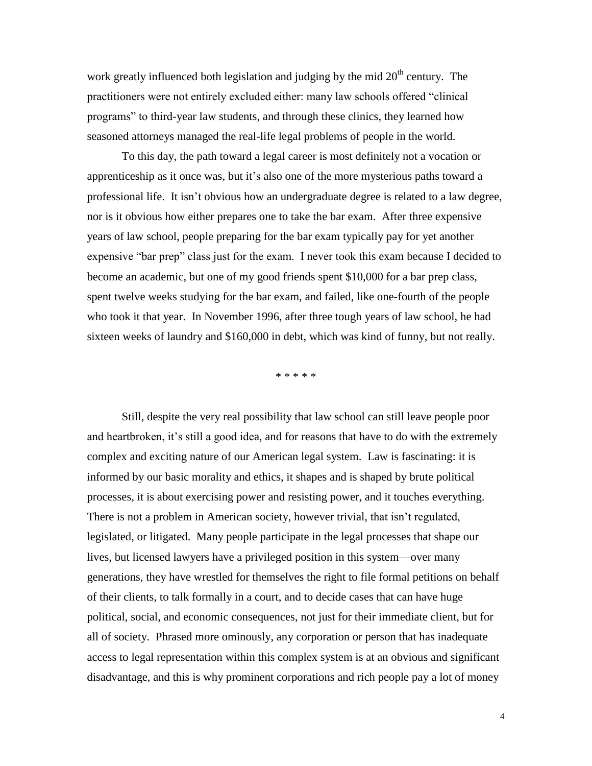work greatly influenced both legislation and judging by the mid 20th century. The practitioners were not entirely excluded either: many law schools offered "clinical programs" to third-year law students, and through these clinics, they learned how seasoned attorneys managed the real-life legal problems of people in the world.

To this day, the path toward a legal career is most definitely not a vocation or apprenticeship as it once was, but it's also one of the more mysterious paths toward a professional life. It isn't obvious how an undergraduate degree is related to a law degree, nor is it obvious how either prepares one to take the bar exam. After three expensive years of law school, people preparing for the bar exam typically pay for yet another expensive "bar prep" class just for the exam. I never took this exam because I decided to become an academic, but one of my good friends spent $10,000 for a bar prep class, spent twelve weeks studying for the bar exam, and failed, like one-fourth of the people who took it that year. In November 1996, after three tough years of law school, he had sixteen weeks of laundry and $160,000 in debt, which was kind of funny, but not really.

\* \* \* \* \*

Still, despite the very real possibility that law school can still leave people poor and heartbroken, it's still a good idea, and for reasons that have to do with the extremely complex and exciting nature of our American legal system. Law is fascinating: it is informed by our basic morality and ethics, it shapes and is shaped by brute political processes, it is about exercising power and resisting power, and it touches everything. There is not a problem in American society, however trivial, that isn't regulated, legislated, or litigated. Many people participate in the legal processes that shape our lives, but licensed lawyers have a privileged position in this system—over many generations, they have wrestled for themselves the right to file formal petitions on behalf of their clients, to talk formally in a court, and to decide cases that can have huge political, social, and economic consequences, not just for their immediate client, but for all of society. Phrased more ominously, any corporation or person that has inadequate access to legal representation within this complex system is at an obvious and significant disadvantage, and this is why prominent corporations and rich people pay a lot of money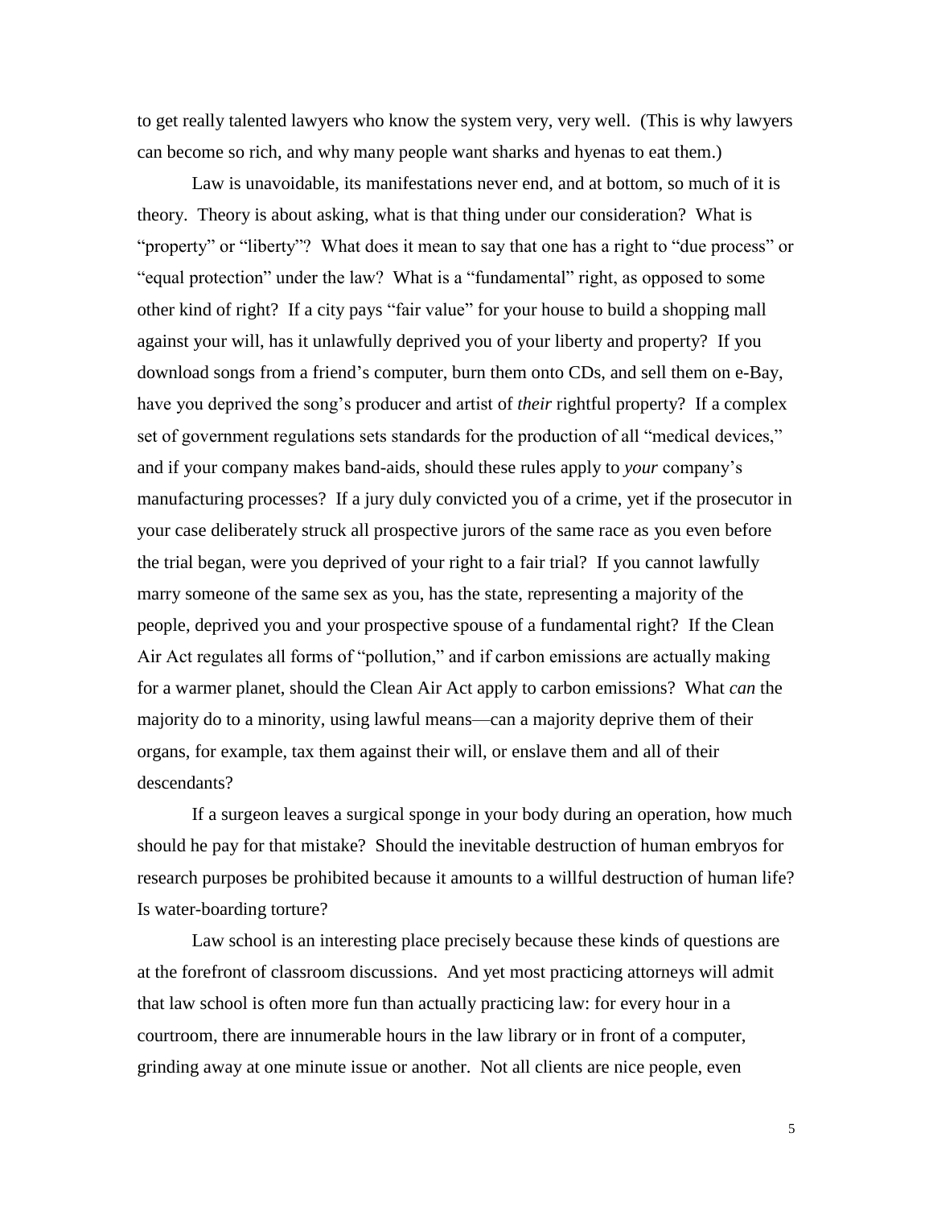to get really talented lawyers who know the system very, very well. (This is why lawyers can become so rich, and why many people want sharks and hyenas to eat them.)

Law is unavoidable, its manifestations never end, and at bottom, so much of it is theory. Theory is about asking, what is that thing under our consideration? What is "property" or "liberty"? What does it mean to say that one has a right to "due process" or "equal protection" under the law? What is a "fundamental" right, as opposed to some other kind of right? If a city pays "fair value" for your house to build a shopping mall against your will, has it unlawfully deprived you of your liberty and property? If you download songs from a friend's computer, burn them onto CDs, and sell them on e-Bay, have you deprived the song's producer and artist of *their* rightful property? If a complex set of government regulations sets standards for the production of all "medical devices," and if your company makes band-aids, should these rules apply to *your* company's manufacturing processes? If a jury duly convicted you of a crime, yet if the prosecutor in your case deliberately struck all prospective jurors of the same race as you even before the trial began, were you deprived of your right to a fair trial? If you cannot lawfully marry someone of the same sex as you, has the state, representing a majority of the people, deprived you and your prospective spouse of a fundamental right? If the Clean Air Act regulates all forms of "pollution," and if carbon emissions are actually making for a warmer planet, should the Clean Air Act apply to carbon emissions? What *can* the majority do to a minority, using lawful means—can a majority deprive them of their organs, for example, tax them against their will, or enslave them and all of their descendants?

If a surgeon leaves a surgical sponge in your body during an operation, how much should he pay for that mistake? Should the inevitable destruction of human embryos for research purposes be prohibited because it amounts to a willful destruction of human life? Is water-boarding torture?

Law school is an interesting place precisely because these kinds of questions are at the forefront of classroom discussions. And yet most practicing attorneys will admit that law school is often more fun than actually practicing law: for every hour in a courtroom, there are innumerable hours in the law library or in front of a computer, grinding away at one minute issue or another. Not all clients are nice people, even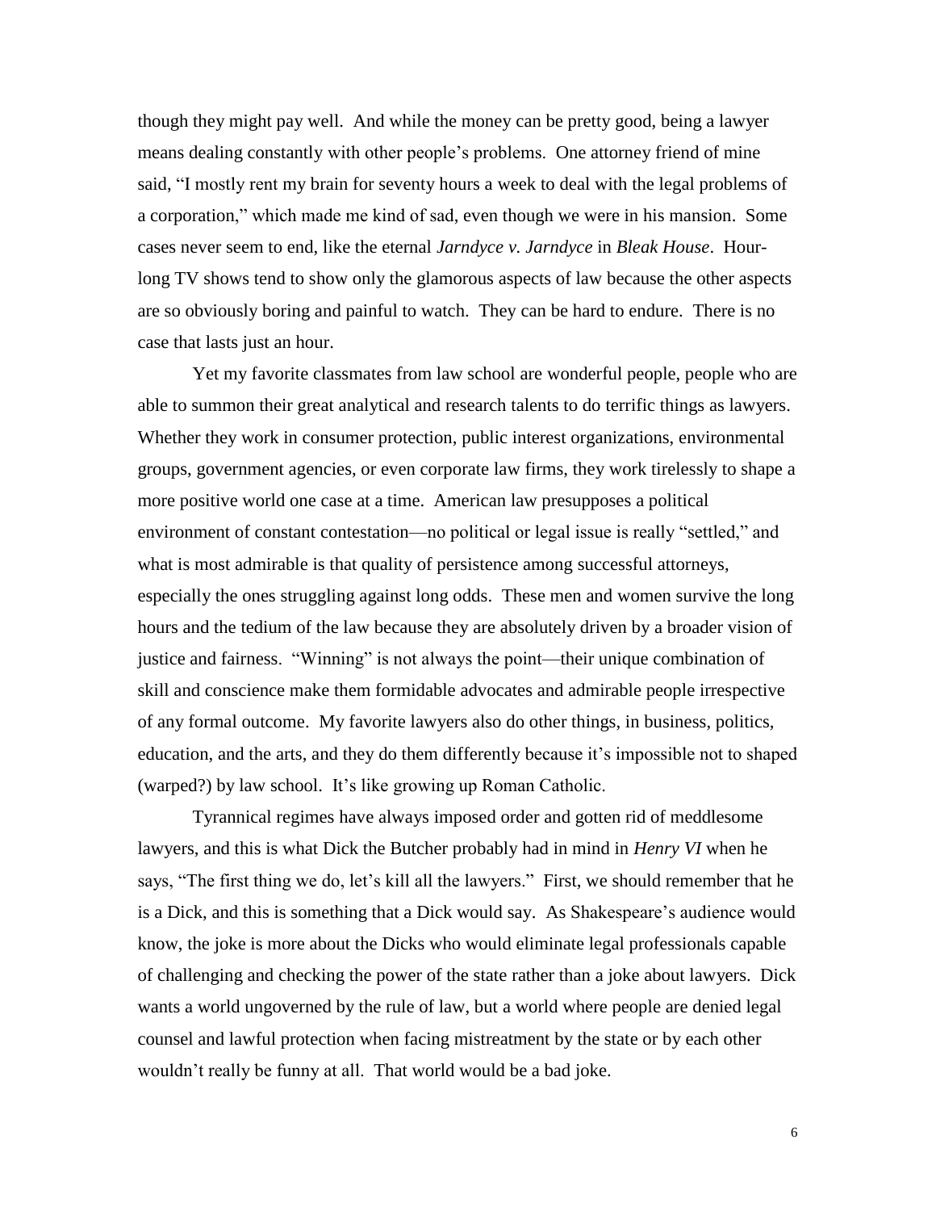though they might pay well. And while the money can be pretty good, being a lawyer means dealing constantly with other people's problems. One attorney friend of mine said, "I mostly rent my brain for seventy hours a week to deal with the legal problems of a corporation," which made me kind of sad, even though we were in his mansion. Some cases never seem to end, like the eternal *Jarndyce v. Jarndyce* in *Bleak House*. Hour-long TV shows tend to show only the glamorous aspects of law because the other aspects are so obviously boring and painful to watch. They can be hard to endure. There is no case that lasts just an hour.

Yet my favorite classmates from law school are wonderful people, people who are able to summon their great analytical and research talents to do terrific things as lawyers. Whether they work in consumer protection, public interest organizations, environmental groups, government agencies, or even corporate law firms, they work tirelessly to shape a more positive world one case at a time. American law presupposes a political environment of constant contestation—no political or legal issue is really "settled," and what is most admirable is that quality of persistence among successful attorneys, especially the ones struggling against long odds. These men and women survive the long hours and the tedium of the law because they are absolutely driven by a broader vision of justice and fairness. "Winning" is not always the point—their unique combination of skill and conscience make them formidable advocates and admirable people irrespective of any formal outcome. My favorite lawyers also do other things, in business, politics, education, and the arts, and they do them differently because it's impossible not to shaped (warped?) by law school. It's like growing up Roman Catholic.

Tyrannical regimes have always imposed order and gotten rid of meddlesome lawyers, and this is what Dick the Butcher probably had in mind in *Henry VI* when he says, "The first thing we do, let's kill all the lawyers." First, we should remember that he is a Dick, and this is something that a Dick would say. As Shakespeare's audience would know, the joke is more about the Dicks who would eliminate legal professionals capable of challenging and checking the power of the state rather than a joke about lawyers. Dick wants a world ungoverned by the rule of law, but a world where people are denied legal counsel and lawful protection when facing mistreatment by the state or by each other wouldn't really be funny at all. That world would be a bad joke.